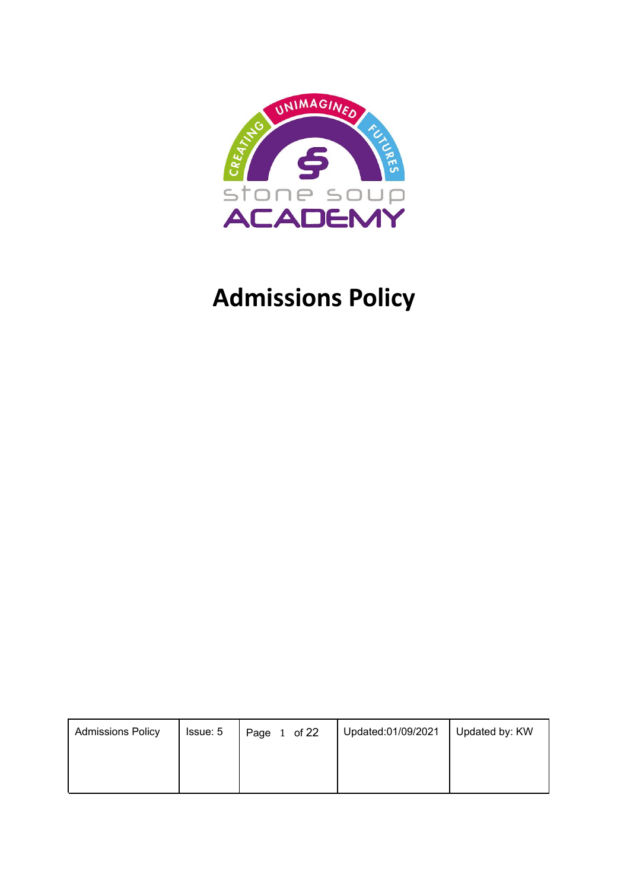# Admissions Policy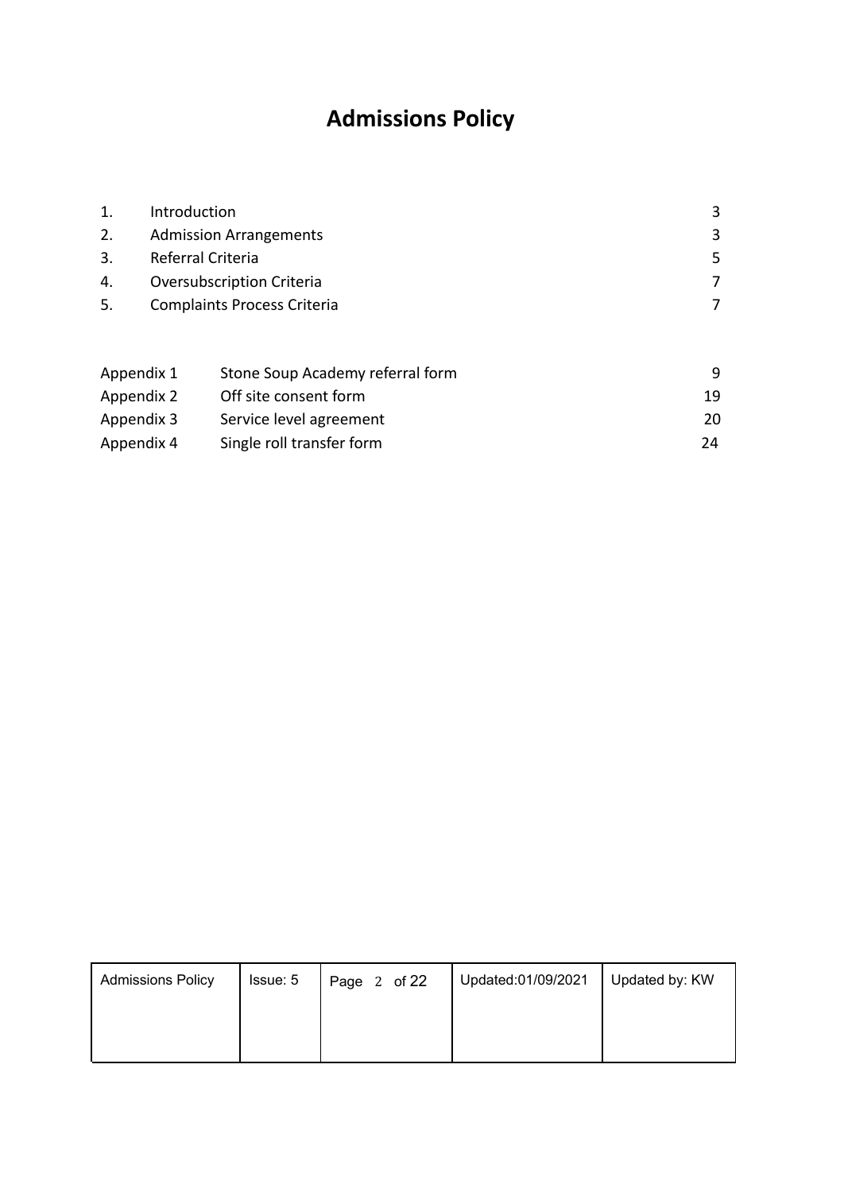# Admissions Policy

| | | |
|---|---|---|
| 1. | Introduction | 3 |
| 2. | Admission Arrangements | 3 |
| 3. | Referral Criteria | 5 |
| 4. | Oversubscription Criteria | 7 |
| 5. | Complaints Process Criteria | 7 |

| | | |
|---|---|---|
| Appendix 1 | Stone Soup Academy referral form | 9 |
| Appendix 2 | Off site consent form | 19 |
| Appendix 3 | Service level agreement | 20 |
| Appendix 4 | Single roll transfer form | 24 |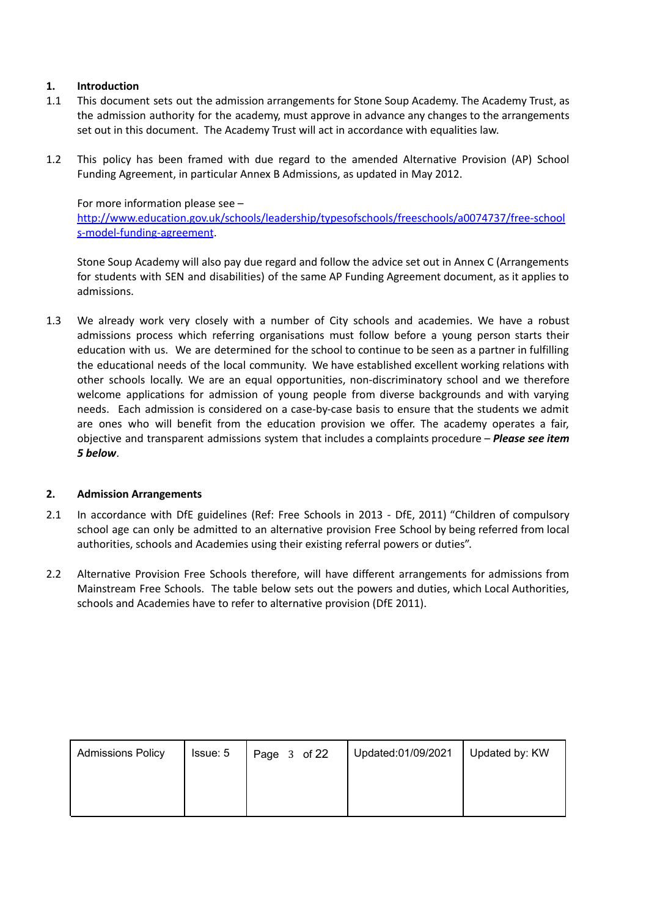## 1. Introduction

1.1 This document sets out the admission arrangements for Stone Soup Academy. The Academy Trust, as the admission authority for the academy, must approve in advance any changes to the arrangements set out in this document. The Academy Trust will act in accordance with equalities law.

1.2 This policy has been framed with due regard to the amended Alternative Provision (AP) School Funding Agreement, in particular Annex B Admissions, as updated in May 2012.

For more information please see – [http://www.education.gov.uk/schools/leadership/typesofschools/freeschools/a0074737/free-schools-model-funding-agreement](http://www.education.gov.uk/schools/leadership/typesofschools/freeschools/a0074737/free-schools-model-funding-agreement).

Stone Soup Academy will also pay due regard and follow the advice set out in Annex C (Arrangements for students with SEN and disabilities) of the same AP Funding Agreement document, as it applies to admissions.

1.3 We already work very closely with a number of City schools and academies. We have a robust admissions process which referring organisations must follow before a young person starts their education with us. We are determined for the school to continue to be seen as a partner in fulfilling the educational needs of the local community. We have established excellent working relations with other schools locally. We are an equal opportunities, non-discriminatory school and we therefore welcome applications for admission of young people from diverse backgrounds and with varying needs. Each admission is considered on a case-by-case basis to ensure that the students we admit are ones who will benefit from the education provision we offer. The academy operates a fair, objective and transparent admissions system that includes a complaints procedure – ***Please see item 5 below***.

## 2. Admission Arrangements

2.1 In accordance with DfE guidelines (Ref: Free Schools in 2013 - DfE, 2011) "Children of compulsory school age can only be admitted to an alternative provision Free School by being referred from local authorities, schools and Academies using their existing referral powers or duties".

2.2 Alternative Provision Free Schools therefore, will have different arrangements for admissions from Mainstream Free Schools. The table below sets out the powers and duties, which Local Authorities, schools and Academies have to refer to alternative provision (DfE 2011).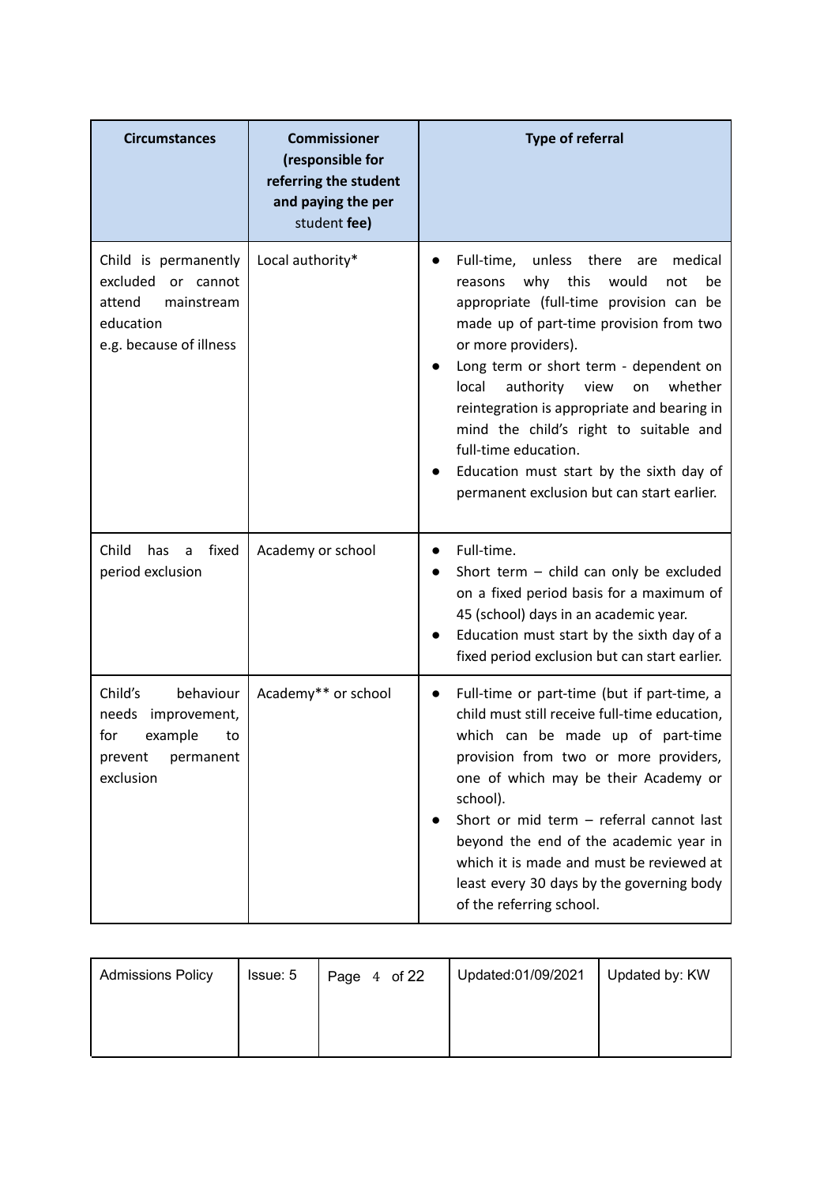| **Circumstances** | **Commissioner (responsible for referring the student and paying the per student fee)** | **Type of referral** |
|---|---|---|
| Child is permanently excluded or cannot attend mainstream education e.g. because of illness | Local authority* | <ul><li>Full-time, unless there are medical reasons why this would not be appropriate (full-time provision can be made up of part-time provision from two or more providers).</li><li>Long term or short term - dependent on local authority view on whether reintegration is appropriate and bearing in mind the child's right to suitable and full-time education.</li><li>Education must start by the sixth day of permanent exclusion but can start earlier.</li></ul> |
| Child has a fixed period exclusion | Academy or school | <ul><li>Full-time.</li><li>Short term – child can only be excluded on a fixed period basis for a maximum of 45 (school) days in an academic year.</li><li>Education must start by the sixth day of a fixed period exclusion but can start earlier.</li></ul> |
| Child's behaviour needs improvement, for example to prevent permanent exclusion | Academy** or school | <ul><li>Full-time or part-time (but if part-time, a child must still receive full-time education, which can be made up of part-time provision from two or more providers, one of which may be their Academy or school).</li><li>Short or mid term – referral cannot last beyond the end of the academic year in which it is made and must be reviewed at least every 30 days by the governing body of the referring school.</li></ul> |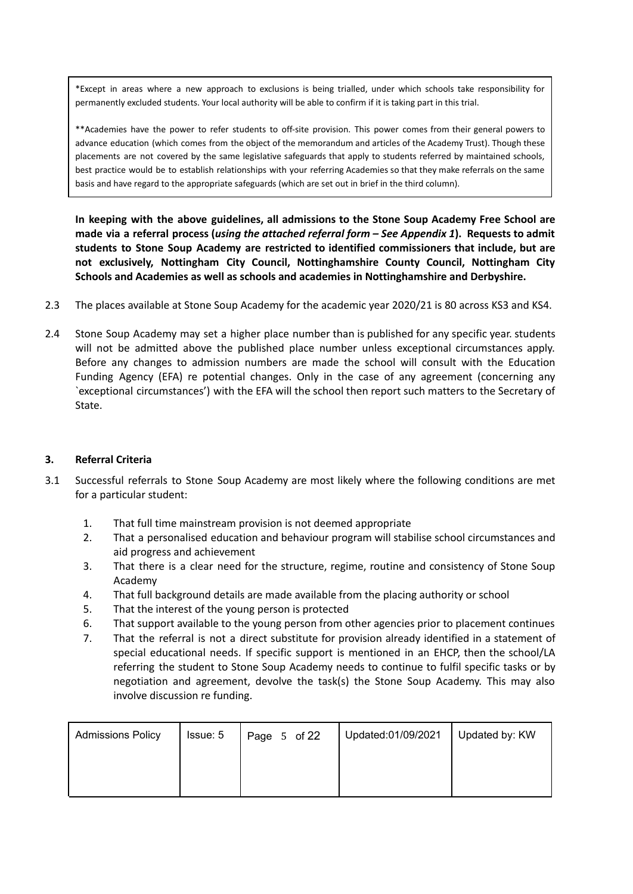\*Except in areas where a new approach to exclusions is being trialled, under which schools take responsibility for permanently excluded students. Your local authority will be able to confirm if it is taking part in this trial.

\*\*Academies have the power to refer students to off-site provision. This power comes from their general powers to advance education (which comes from the object of the memorandum and articles of the Academy Trust). Though these placements are not covered by the same legislative safeguards that apply to students referred by maintained schools, best practice would be to establish relationships with your referring Academies so that they make referrals on the same basis and have regard to the appropriate safeguards (which are set out in brief in the third column).

**In keeping with the above guidelines, all admissions to the Stone Soup Academy Free School are made via a referral process (*using the attached referral form – See Appendix 1*). Requests to admit students to Stone Soup Academy are restricted to identified commissioners that include, but are not exclusively, Nottingham City Council, Nottinghamshire County Council, Nottingham City Schools and Academies as well as schools and academies in Nottinghamshire and Derbyshire.**

2.3 The places available at Stone Soup Academy for the academic year 2020/21 is 80 across KS3 and KS4.

2.4 Stone Soup Academy may set a higher place number than is published for any specific year. students will not be admitted above the published place number unless exceptional circumstances apply. Before any changes to admission numbers are made the school will consult with the Education Funding Agency (EFA) re potential changes. Only in the case of any agreement (concerning any `exceptional circumstances') with the EFA will the school then report such matters to the Secretary of State.

## 3. Referral Criteria

3.1 Successful referrals to Stone Soup Academy are most likely where the following conditions are met for a particular student:

1. That full time mainstream provision is not deemed appropriate
2. That a personalised education and behaviour program will stabilise school circumstances and aid progress and achievement
3. That there is a clear need for the structure, regime, routine and consistency of Stone Soup Academy
4. That full background details are made available from the placing authority or school
5. That the interest of the young person is protected
6. That support available to the young person from other agencies prior to placement continues
7. That the referral is not a direct substitute for provision already identified in a statement of special educational needs. If specific support is mentioned in an EHCP, then the school/LA referring the student to Stone Soup Academy needs to continue to fulfil specific tasks or by negotiation and agreement, devolve the task(s) the Stone Soup Academy. This may also involve discussion re funding.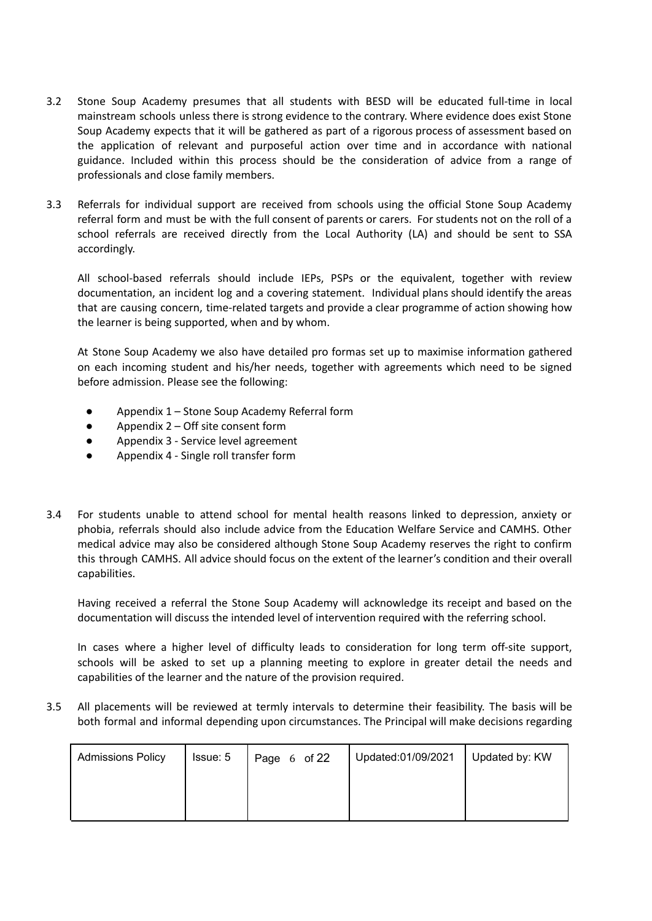3.2 Stone Soup Academy presumes that all students with BESD will be educated full-time in local mainstream schools unless there is strong evidence to the contrary. Where evidence does exist Stone Soup Academy expects that it will be gathered as part of a rigorous process of assessment based on the application of relevant and purposeful action over time and in accordance with national guidance. Included within this process should be the consideration of advice from a range of professionals and close family members.

3.3 Referrals for individual support are received from schools using the official Stone Soup Academy referral form and must be with the full consent of parents or carers. For students not on the roll of a school referrals are received directly from the Local Authority (LA) and should be sent to SSA accordingly.

All school-based referrals should include IEPs, PSPs or the equivalent, together with review documentation, an incident log and a covering statement. Individual plans should identify the areas that are causing concern, time-related targets and provide a clear programme of action showing how the learner is being supported, when and by whom.

At Stone Soup Academy we also have detailed pro formas set up to maximise information gathered on each incoming student and his/her needs, together with agreements which need to be signed before admission. Please see the following:

- Appendix 1 – Stone Soup Academy Referral form
- Appendix 2 – Off site consent form
- Appendix 3 - Service level agreement
- Appendix 4 - Single roll transfer form

3.4 For students unable to attend school for mental health reasons linked to depression, anxiety or phobia, referrals should also include advice from the Education Welfare Service and CAMHS. Other medical advice may also be considered although Stone Soup Academy reserves the right to confirm this through CAMHS. All advice should focus on the extent of the learner's condition and their overall capabilities.

Having received a referral the Stone Soup Academy will acknowledge its receipt and based on the documentation will discuss the intended level of intervention required with the referring school.

In cases where a higher level of difficulty leads to consideration for long term off-site support, schools will be asked to set up a planning meeting to explore in greater detail the needs and capabilities of the learner and the nature of the provision required.

3.5 All placements will be reviewed at termly intervals to determine their feasibility. The basis will be both formal and informal depending upon circumstances. The Principal will make decisions regarding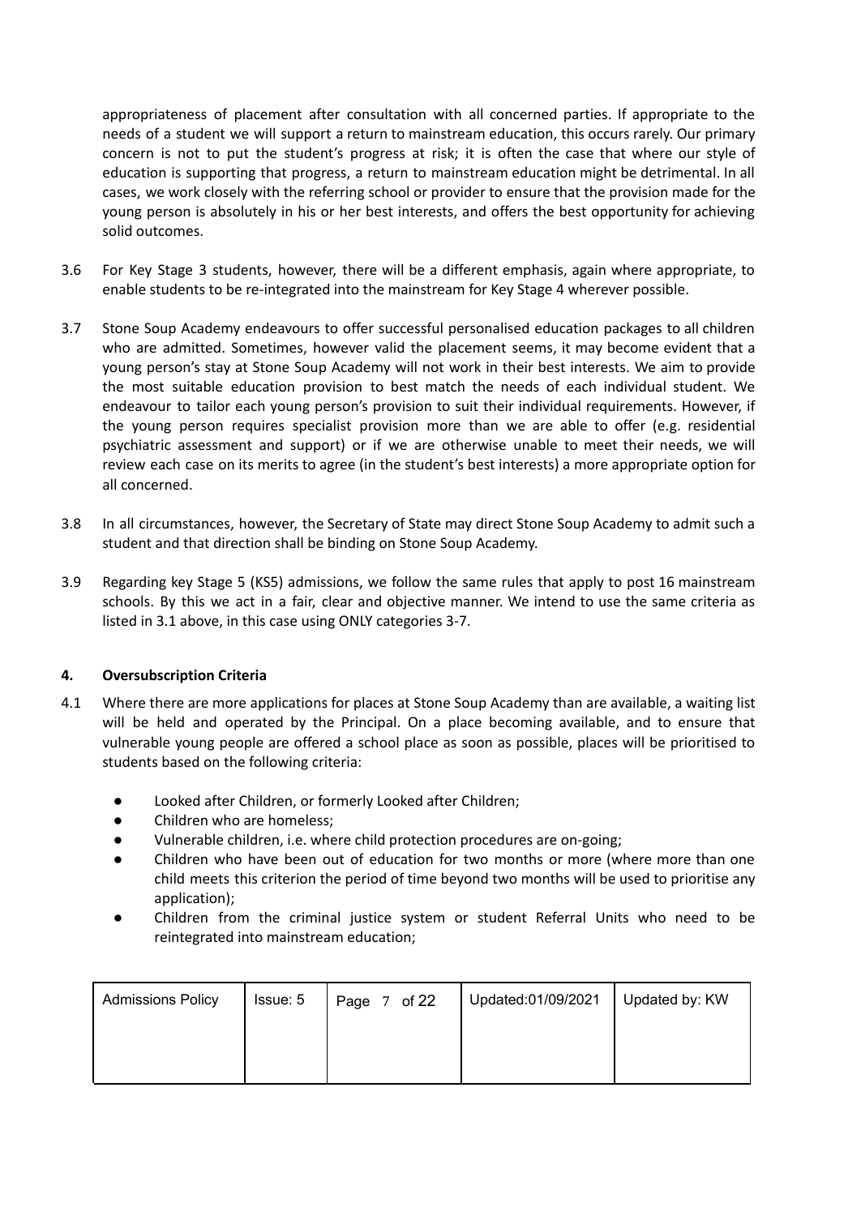appropriateness of placement after consultation with all concerned parties. If appropriate to the needs of a student we will support a return to mainstream education, this occurs rarely. Our primary concern is not to put the student's progress at risk; it is often the case that where our style of education is supporting that progress, a return to mainstream education might be detrimental. In all cases, we work closely with the referring school or provider to ensure that the provision made for the young person is absolutely in his or her best interests, and offers the best opportunity for achieving solid outcomes.

3.6 For Key Stage 3 students, however, there will be a different emphasis, again where appropriate, to enable students to be re-integrated into the mainstream for Key Stage 4 wherever possible.

3.7 Stone Soup Academy endeavours to offer successful personalised education packages to all children who are admitted. Sometimes, however valid the placement seems, it may become evident that a young person's stay at Stone Soup Academy will not work in their best interests. We aim to provide the most suitable education provision to best match the needs of each individual student. We endeavour to tailor each young person's provision to suit their individual requirements. However, if the young person requires specialist provision more than we are able to offer (e.g. residential psychiatric assessment and support) or if we are otherwise unable to meet their needs, we will review each case on its merits to agree (in the student's best interests) a more appropriate option for all concerned.

3.8 In all circumstances, however, the Secretary of State may direct Stone Soup Academy to admit such a student and that direction shall be binding on Stone Soup Academy.

3.9 Regarding key Stage 5 (KS5) admissions, we follow the same rules that apply to post 16 mainstream schools. By this we act in a fair, clear and objective manner. We intend to use the same criteria as listed in 3.1 above, in this case using ONLY categories 3-7.

**4. Oversubscription Criteria**

4.1 Where there are more applications for places at Stone Soup Academy than are available, a waiting list will be held and operated by the Principal. On a place becoming available, and to ensure that vulnerable young people are offered a school place as soon as possible, places will be prioritised to students based on the following criteria:

- Looked after Children, or formerly Looked after Children;
- Children who are homeless;
- Vulnerable children, i.e. where child protection procedures are on-going;
- Children who have been out of education for two months or more (where more than one child meets this criterion the period of time beyond two months will be used to prioritise any application);
- Children from the criminal justice system or student Referral Units who need to be reintegrated into mainstream education;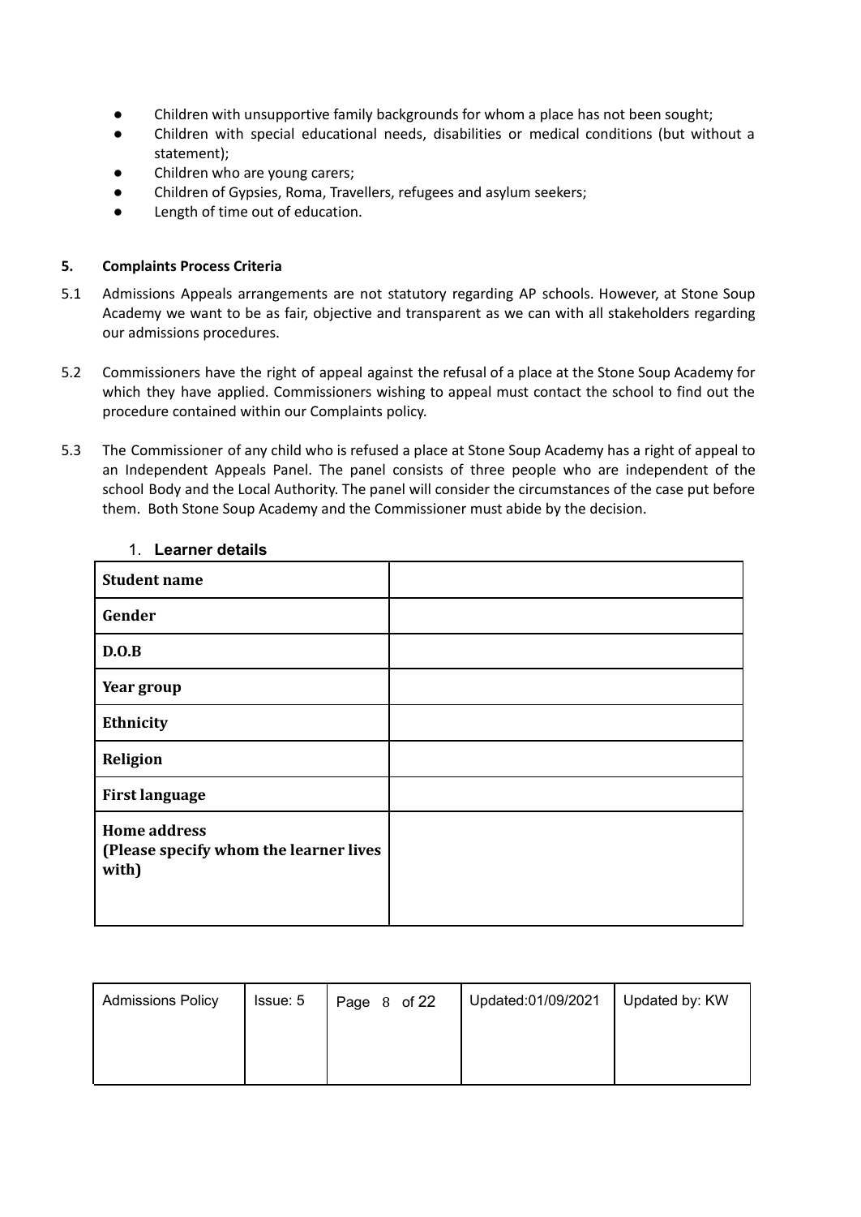- Children with unsupportive family backgrounds for whom a place has not been sought;
- Children with special educational needs, disabilities or medical conditions (but without a statement);
- Children who are young carers;
- Children of Gypsies, Roma, Travellers, refugees and asylum seekers;
- Length of time out of education.

**5. Complaints Process Criteria**

5.1 Admissions Appeals arrangements are not statutory regarding AP schools. However, at Stone Soup Academy we want to be as fair, objective and transparent as we can with all stakeholders regarding our admissions procedures.

5.2 Commissioners have the right of appeal against the refusal of a place at the Stone Soup Academy for which they have applied. Commissioners wishing to appeal must contact the school to find out the procedure contained within our Complaints policy.

5.3 The Commissioner of any child who is refused a place at Stone Soup Academy has a right of appeal to an Independent Appeals Panel. The panel consists of three people who are independent of the school Body and the Local Authority. The panel will consider the circumstances of the case put before them. Both Stone Soup Academy and the Commissioner must abide by the decision.

1. **Learner details**

| | |
|---|---|
| **Student name** | |
| **Gender** | |
| **D.O.B** | |
| **Year group** | |
| **Ethnicity** | |
| **Religion** | |
| **First language** | |
| **Home address (Please specify whom the learner lives with)** | |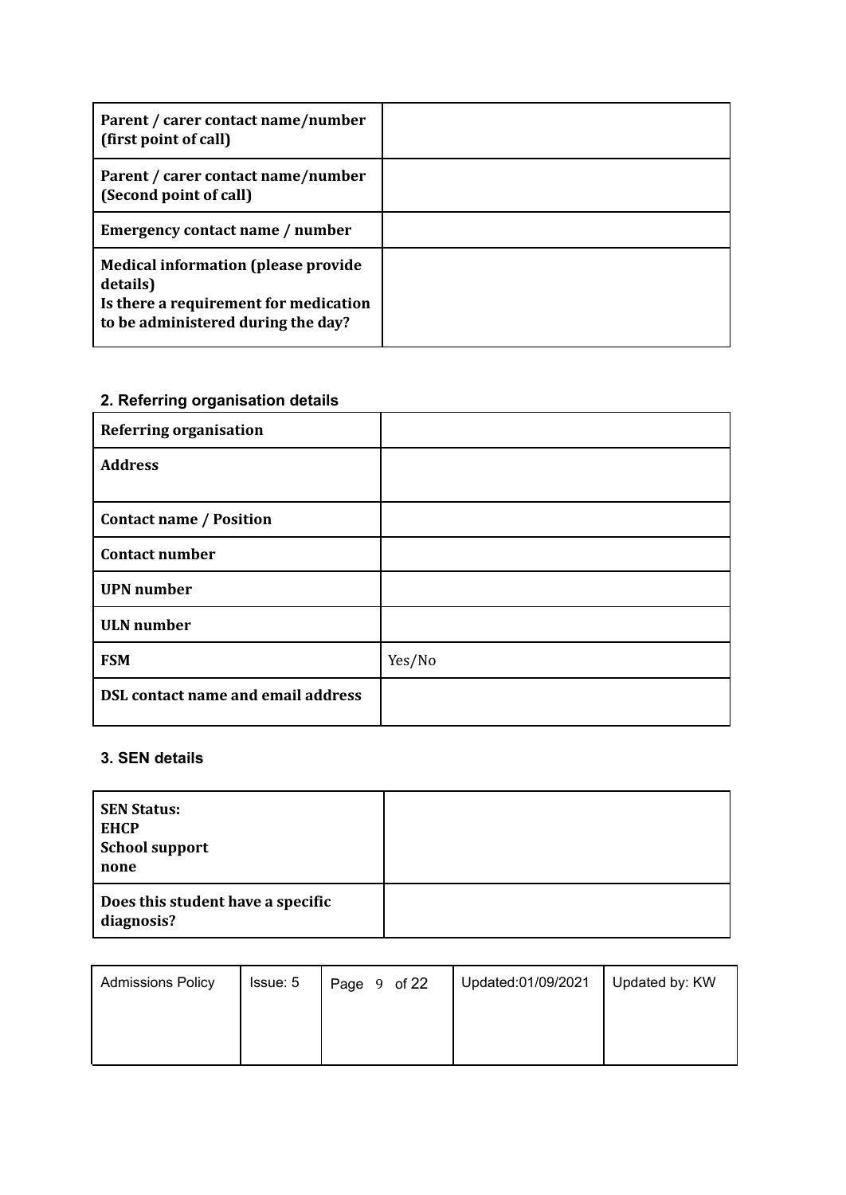| **Parent / carer contact name/number (first point of call)** | |
|---|---|
| **Parent / carer contact name/number (Second point of call)** | |
| **Emergency contact name / number** | |
| **Medical information (please provide details)**<br>**Is there a requirement for medication to be administered during the day?** | |

## 2. Referring organisation details

| **Referring organisation** | |
|---|---|
| **Address** | |
| **Contact name / Position** | |
| **Contact number** | |
| **UPN number** | |
| **ULN number** | |
| **FSM** | Yes/No |
| **DSL contact name and email address** | |

## 3. SEN details

| **SEN Status:**<br>**EHCP**<br>**School support**<br>**none** | |
|---|---|
| **Does this student have a specific diagnosis?** | |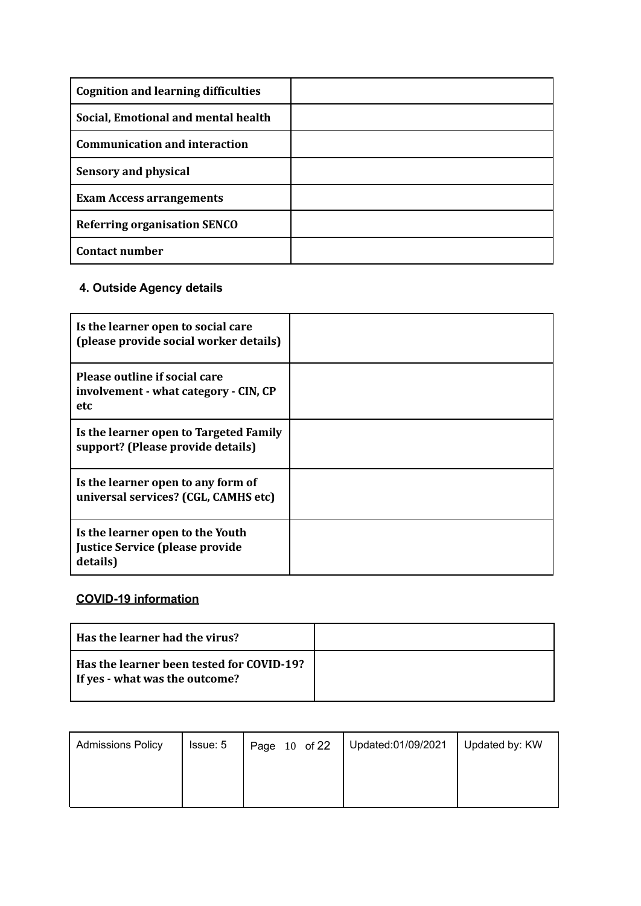| Cognition and learning difficulties | |
| --- | --- |
| Social, Emotional and mental health | |
| Communication and interaction | |
| Sensory and physical | |
| Exam Access arrangements | |
| Referring organisation SENCO | |
| Contact number | |

## 4. Outside Agency details

| Is the learner open to social care (please provide social worker details) | |
| --- | --- |
| Please outline if social care involvement - what category - CIN, CP etc | |
| Is the learner open to Targeted Family support? (Please provide details) | |
| Is the learner open to any form of universal services? (CGL, CAMHS etc) | |
| Is the learner open to the Youth Justice Service (please provide details) | |

## COVID-19 information

| Has the learner had the virus? | |
| --- | --- |
| Has the learner been tested for COVID-19? If yes - what was the outcome? | |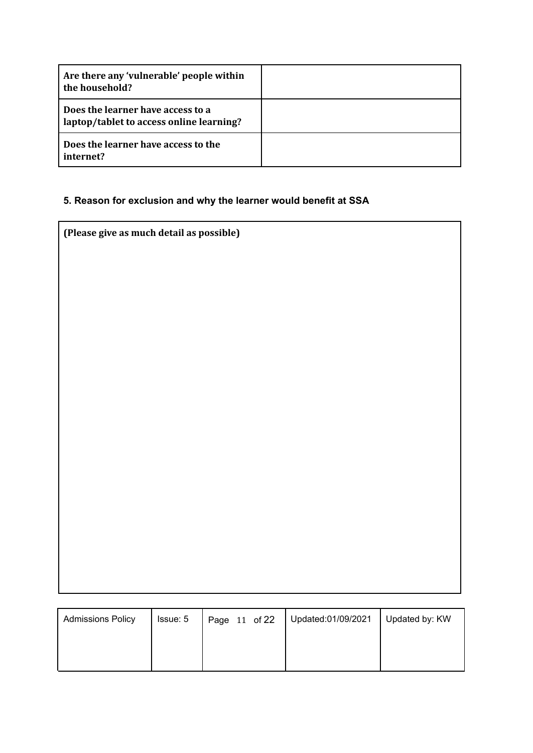| **Are there any ‘vulnerable’ people within the household?** | |
|---|---|
| **Does the learner have access to a laptop/tablet to access online learning?** | |
| **Does the learner have access to the internet?** | |

### 5. Reason for exclusion and why the learner would benefit at SSA

| **(Please give as much detail as possible)** |
|---|
| |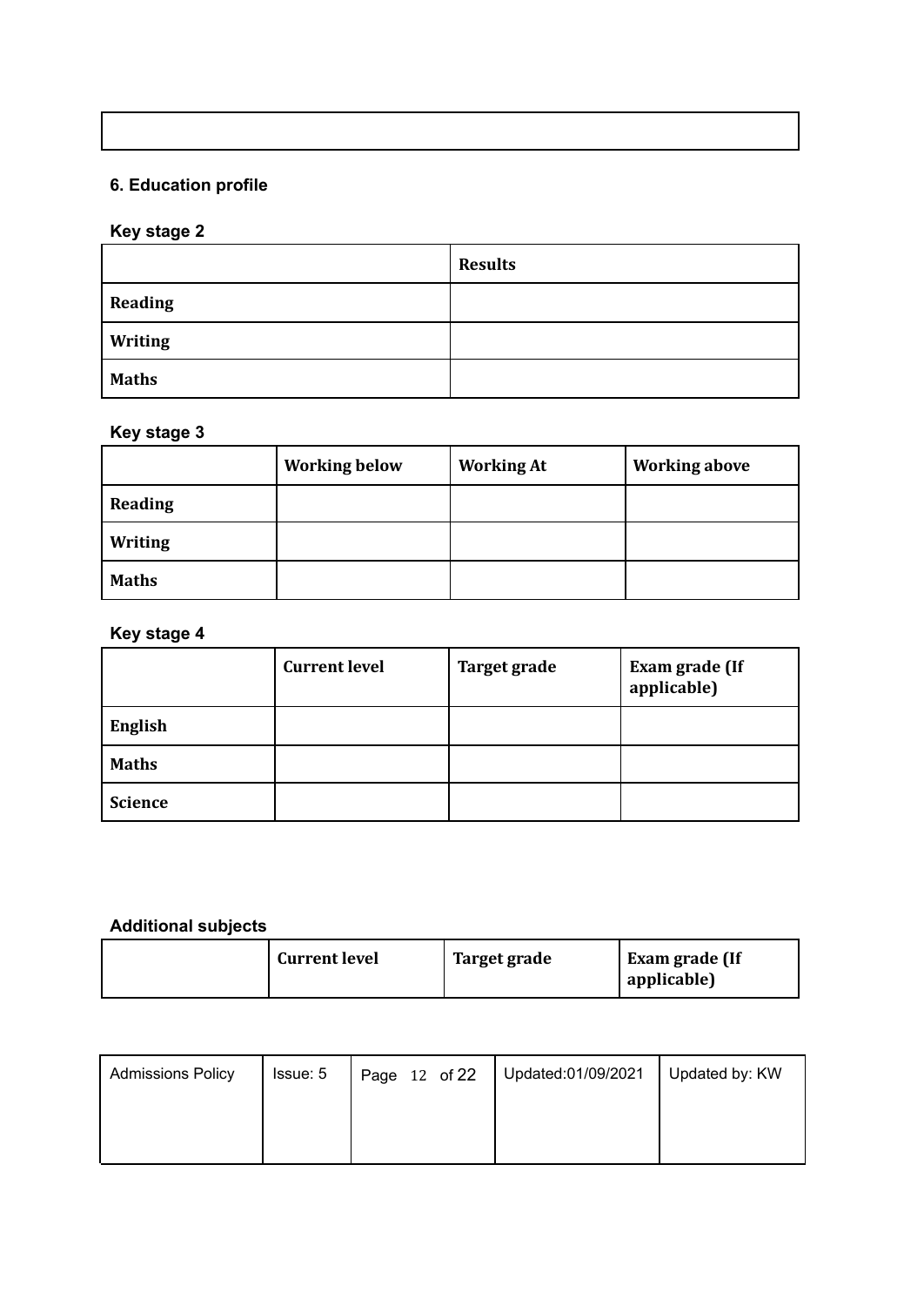|  |
|---|
|  |

## 6. Education profile

### Key stage 2

|  | Results |
|---|---|
| Reading |  |
| Writing |  |
| Maths |  |

### Key stage 3

|  | Working below | Working At | Working above |
|---|---|---|---|
| Reading |  |  |  |
| Writing |  |  |  |
| Maths |  |  |  |

### Key stage 4

|  | Current level | Target grade | Exam grade (If applicable) |
|---|---|---|---|
| English |  |  |  |
| Maths |  |  |  |
| Science |  |  |  |

### Additional subjects

|  | Current level | Target grade | Exam grade (If applicable) |
|---|---|---|---|

| Admissions Policy | Issue: 5 | Page 12 of 22 | Updated:01/09/2021 | Updated by: KW |
|---|---|---|---|---|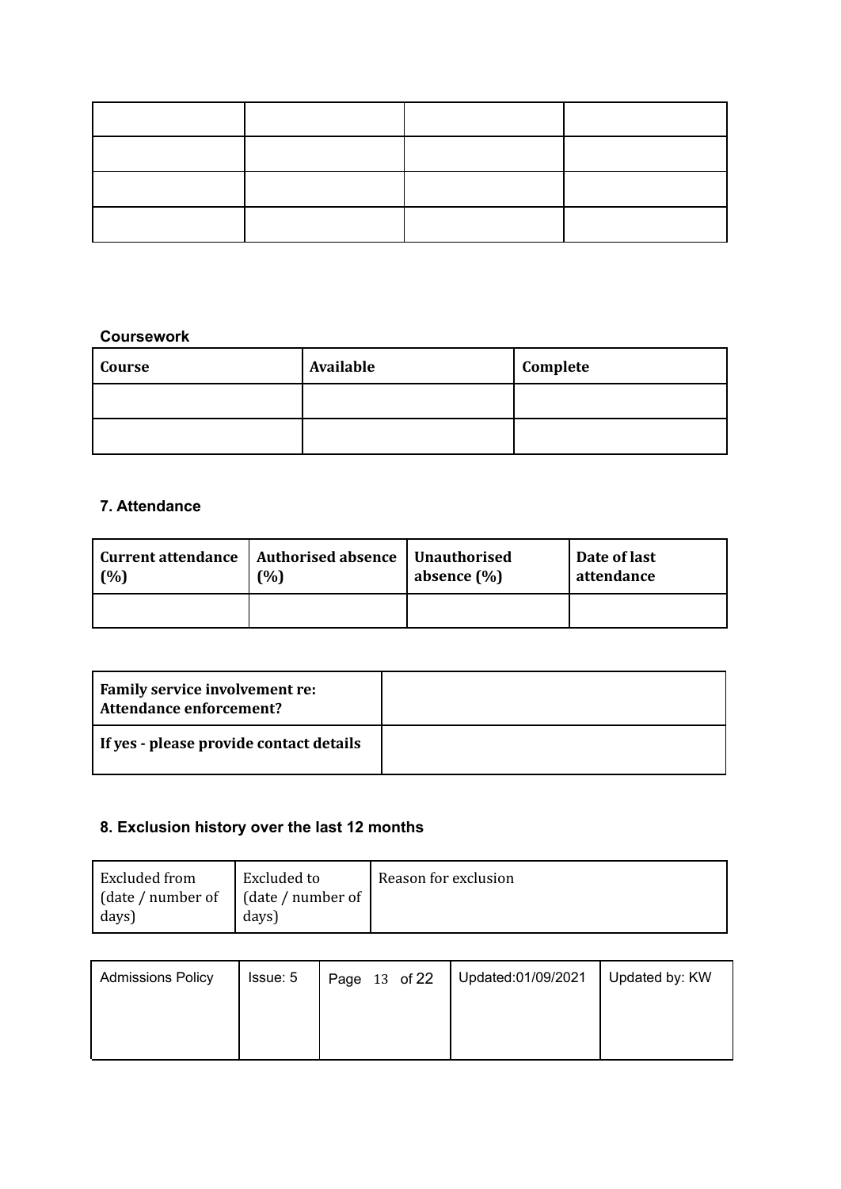| | | | |
|---|---|---|---|
| | | | |
| | | | |
| | | | |

**Coursework**

| Course | Available | Complete |
|---|---|---|
| | | |
| | | |

### 7. Attendance

| Current attendance (%) | Authorised absence (%) | Unauthorised absence (%) | Date of last attendance |
|---|---|---|---|
| | | | |

| **Family service involvement re: Attendance enforcement?** | |
|---|---|
| **If yes - please provide contact details** | |

### 8. Exclusion history over the last 12 months

| Excluded from (date / number of days) | Excluded to (date / number of days) | Reason for exclusion |
|---|---|---|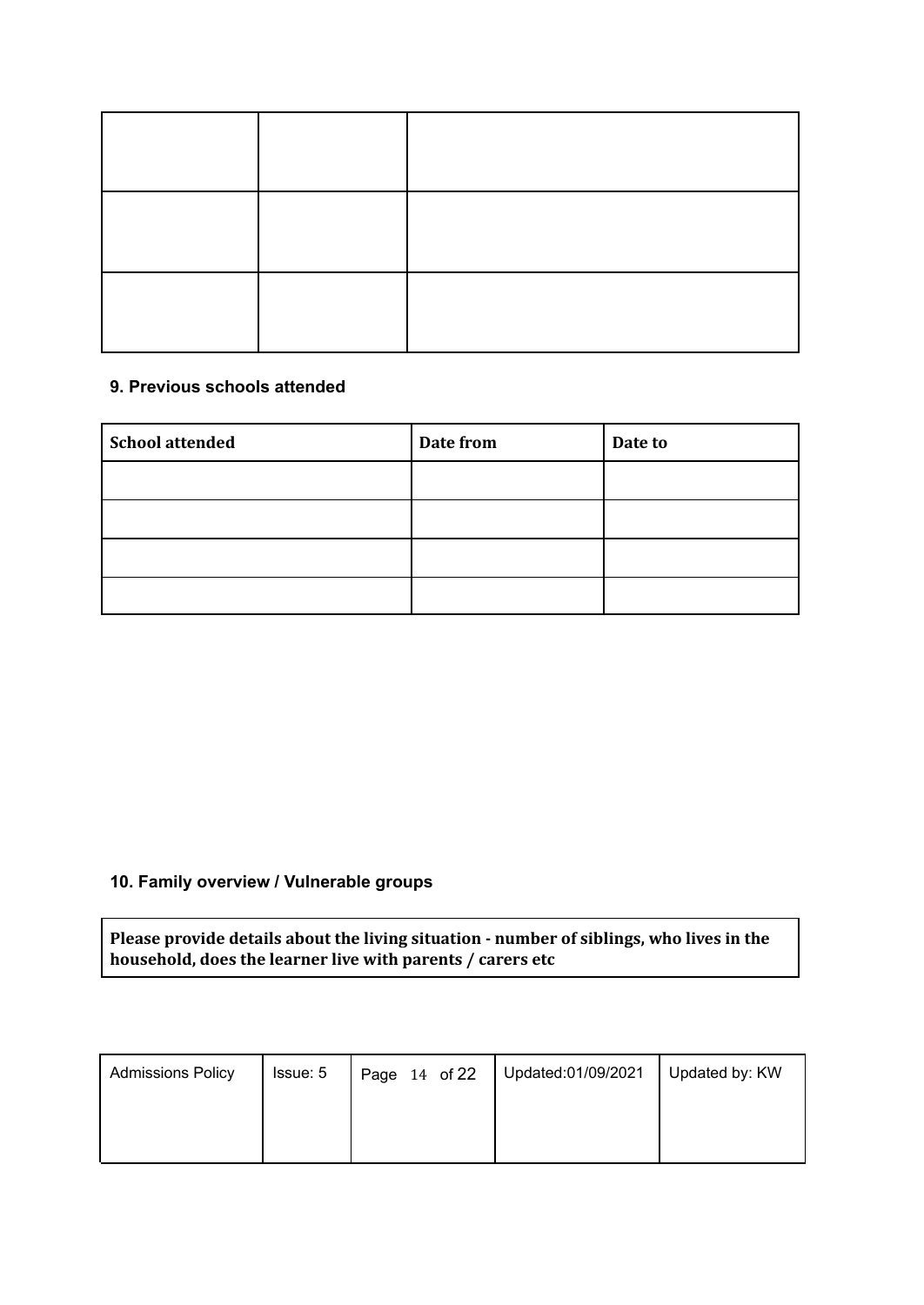| | | |
|---|---|---|
| | | |
| | | |
| | | |

**9. Previous schools attended**

| School attended | Date from | Date to |
|---|---|---|
| | | |
| | | |
| | | |
| | | |

**10. Family overview / Vulnerable groups**

| Please provide details about the living situation - number of siblings, who lives in the household, does the learner live with parents / carers etc |
|---|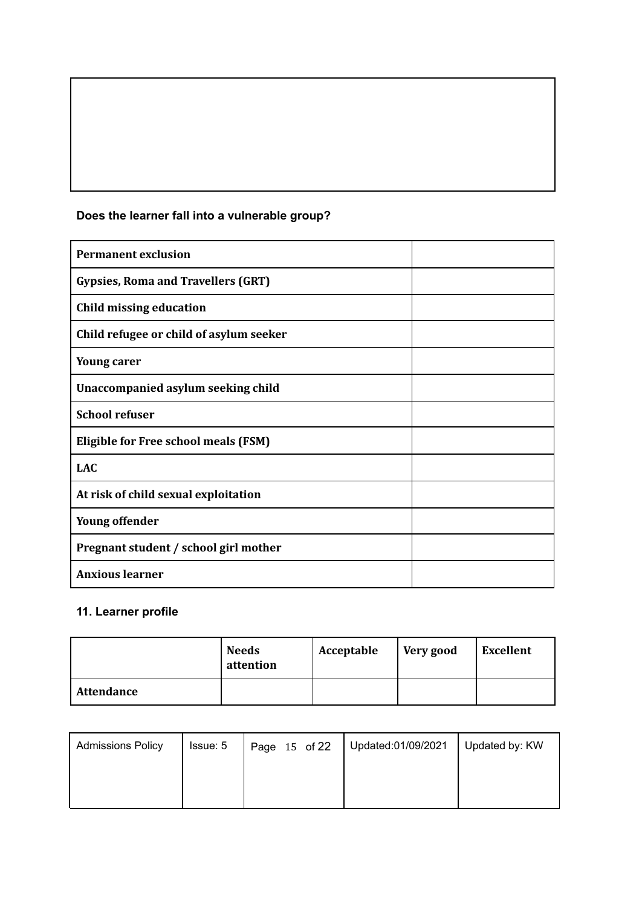|  |
|---|
|  |

**Does the learner fall into a vulnerable group?**

| | |
|---|---|
| **Permanent exclusion** | |
| **Gypsies, Roma and Travellers (GRT)** | |
| **Child missing education** | |
| **Child refugee or child of asylum seeker** | |
| **Young carer** | |
| **Unaccompanied asylum seeking child** | |
| **School refuser** | |
| **Eligible for Free school meals (FSM)** | |
| **LAC** | |
| **At risk of child sexual exploitation** | |
| **Young offender** | |
| **Pregnant student / school girl mother** | |
| **Anxious learner** | |

**11. Learner profile**

| | **Needs attention** | **Acceptable** | **Very good** | **Excellent** |
|---|---|---|---|---|
| **Attendance** | | | | |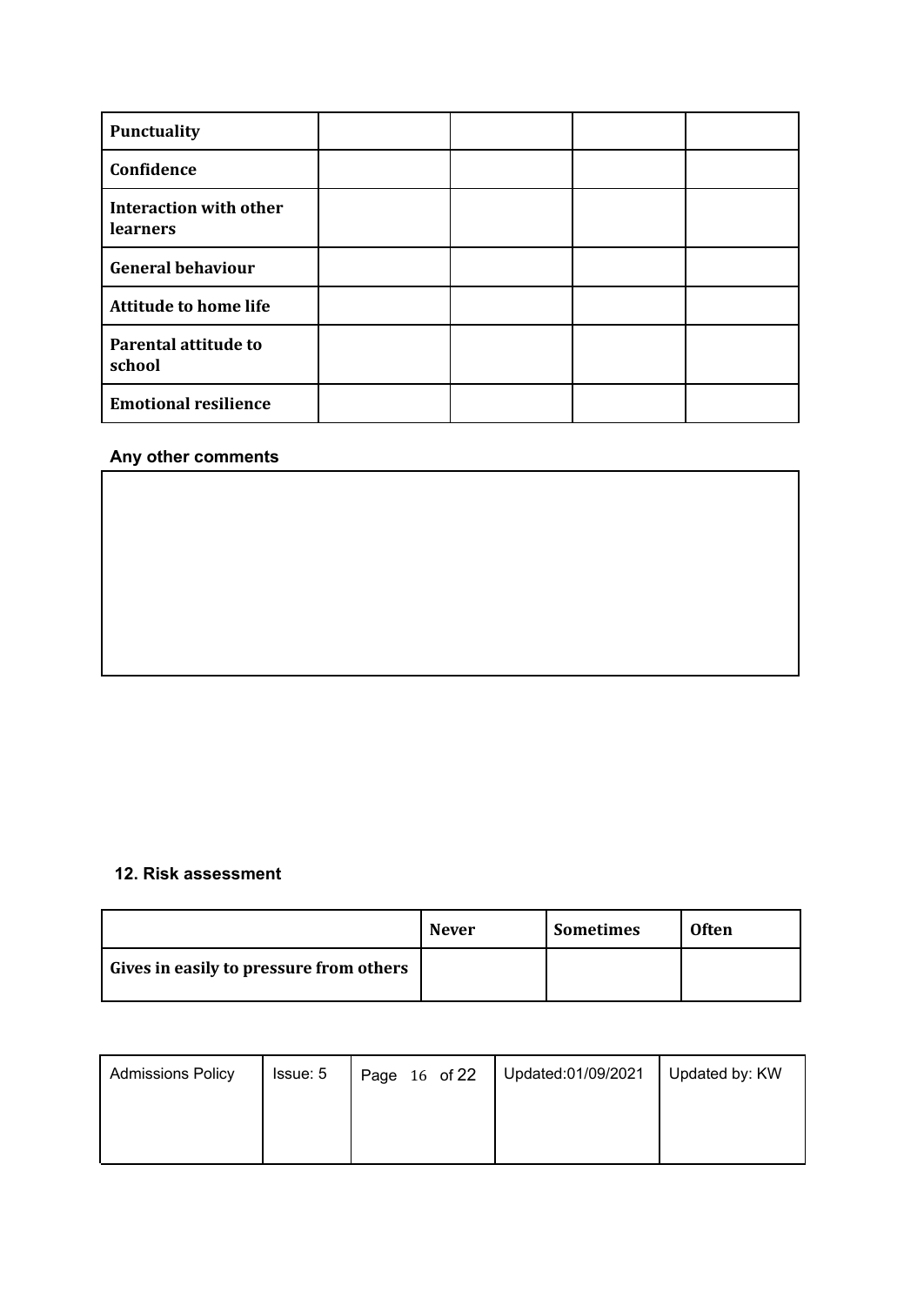| | | | | |
|---|---|---|---|---|
| **Punctuality** | | | | |
| **Confidence** | | | | |
| **Interaction with other learners** | | | | |
| **General behaviour** | | | | |
| **Attitude to home life** | | | | |
| **Parental attitude to school** | | | | |
| **Emotional resilience** | | | | |

**Any other comments**

| |
|---|
| |

**12. Risk assessment**

| | Never | Sometimes | Often |
|---|---|---|---|
| **Gives in easily to pressure from others** | | | |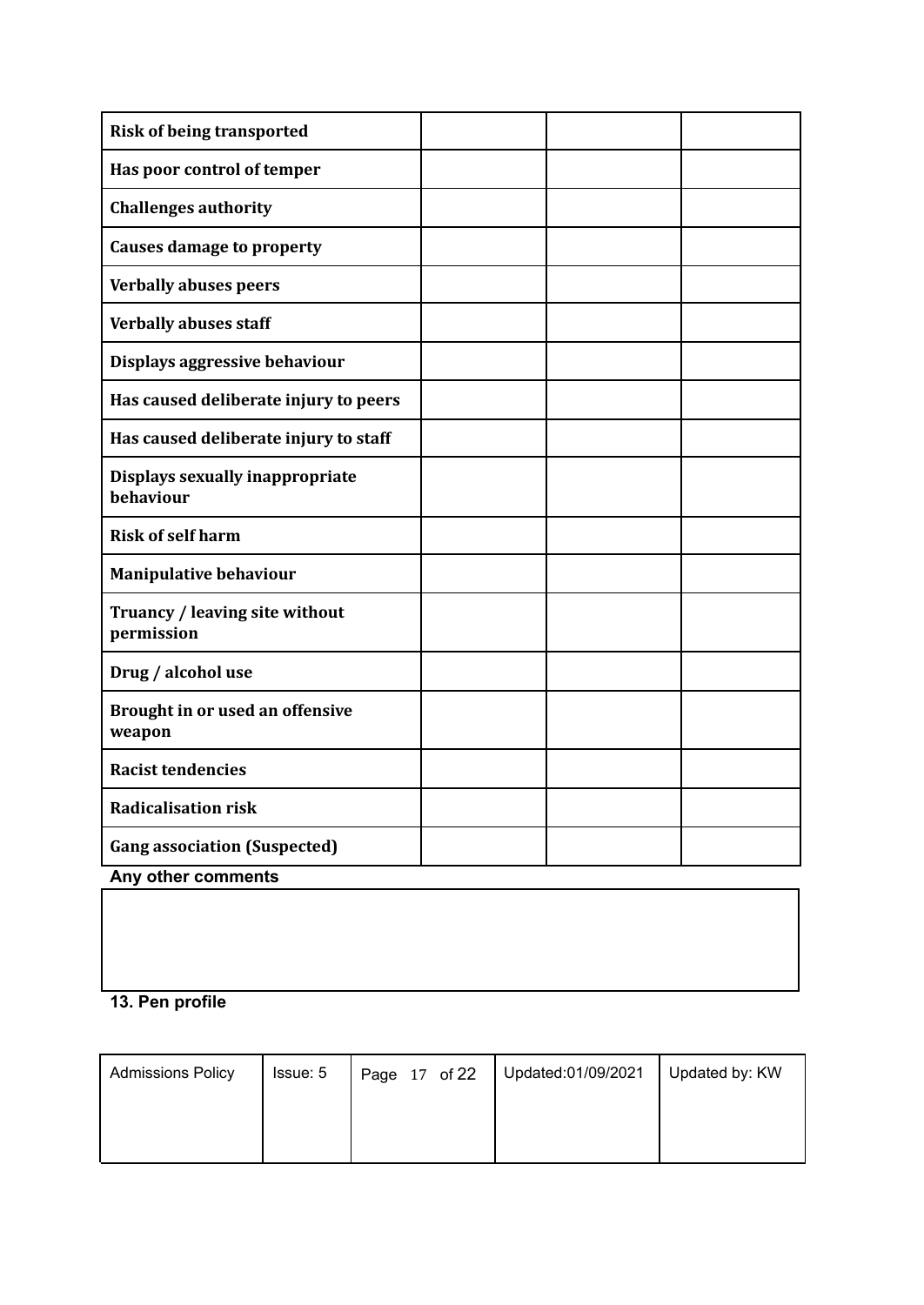| Risk of being transported | | | |
|---|---|---|---|
| Has poor control of temper | | | |
| Challenges authority | | | |
| Causes damage to property | | | |
| Verbally abuses peers | | | |
| Verbally abuses staff | | | |
| Displays aggressive behaviour | | | |
| Has caused deliberate injury to peers | | | |
| Has caused deliberate injury to staff | | | |
| Displays sexually inappropriate behaviour | | | |
| Risk of self harm | | | |
| Manipulative behaviour | | | |
| Truancy / leaving site without permission | | | |
| Drug / alcohol use | | | |
| Brought in or used an offensive weapon | | | |
| Racist tendencies | | | |
| Radicalisation risk | | | |
| Gang association (Suspected) | | | |

**Any other comments**

| |
|---|
| |

**13. Pen profile**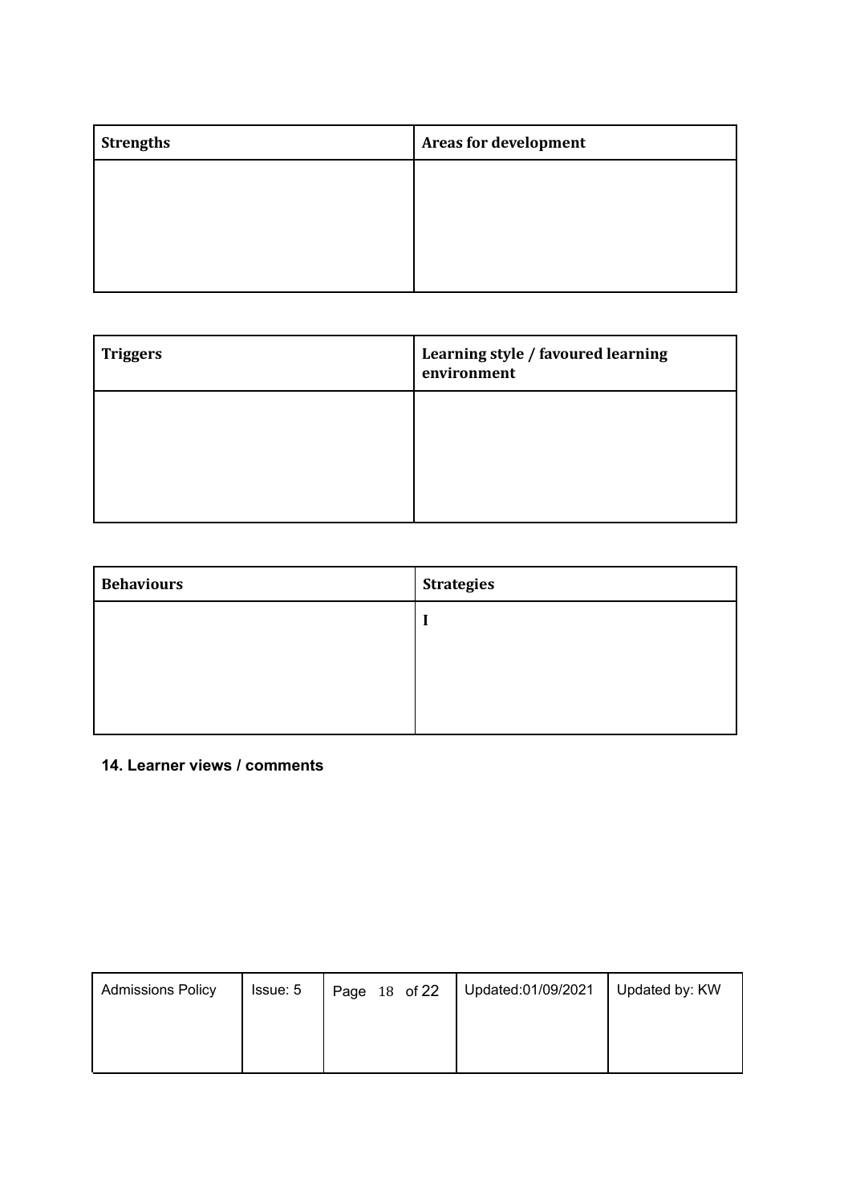| **Strengths** | **Areas for development** |
| --- | --- |
| | |

| **Triggers** | **Learning style / favoured learning environment** |
| --- | --- |
| | |

| **Behaviours** | **Strategies** |
| --- | --- |
| | I |

**14. Learner views / comments**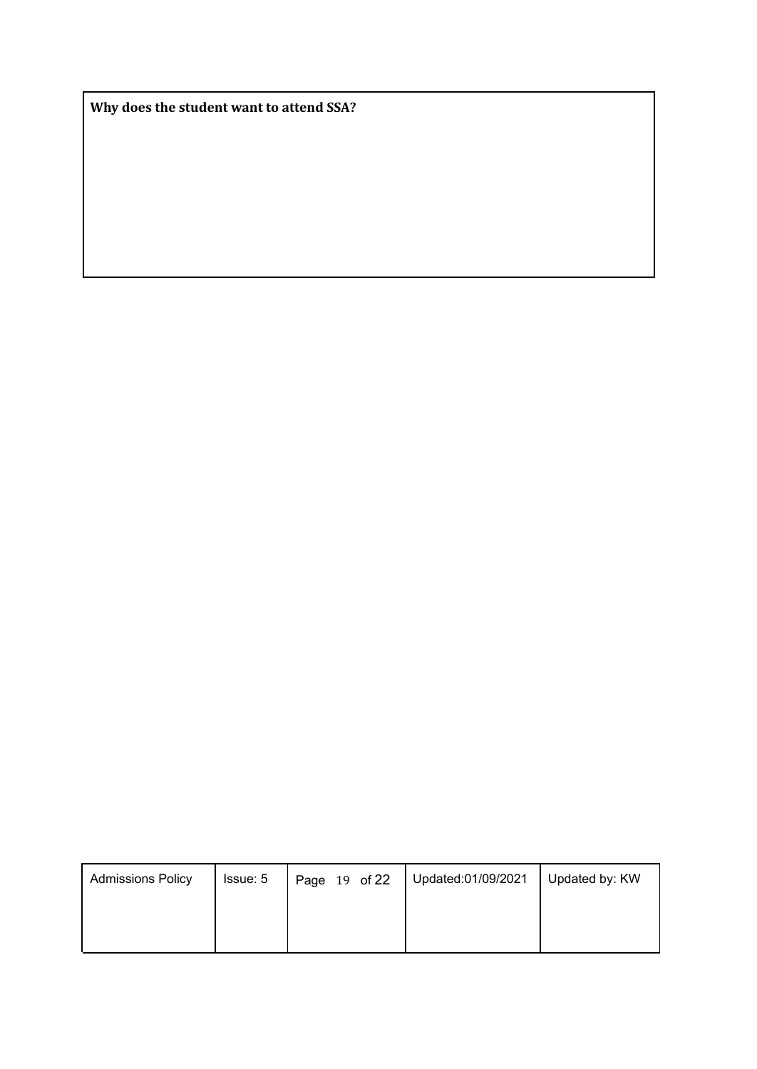| Why does the student want to attend SSA? |
|---|
| |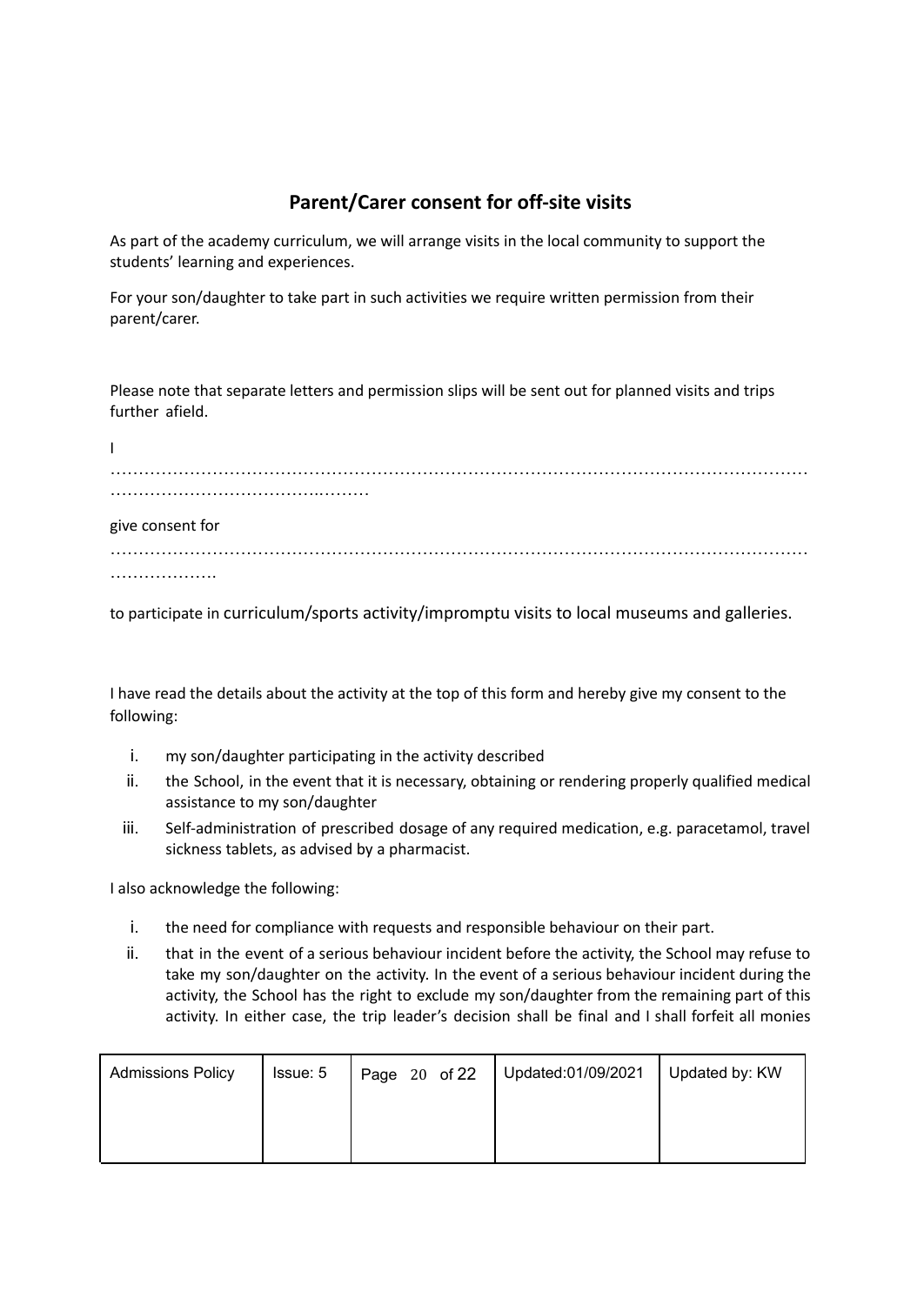## Parent/Carer consent for off-site visits

As part of the academy curriculum, we will arrange visits in the local community to support the students' learning and experiences.

For your son/daughter to take part in such activities we require written permission from their parent/carer.

Please note that separate letters and permission slips will be sent out for planned visits and trips further afield.

I …………………………………………………………………………………………………………………………………………………

give consent for ………………………………………………………………………………………………………………………

to participate in curriculum/sports activity/impromptu visits to local museums and galleries.

I have read the details about the activity at the top of this form and hereby give my consent to the following:

i. my son/daughter participating in the activity described
ii. the School, in the event that it is necessary, obtaining or rendering properly qualified medical assistance to my son/daughter
iii. Self-administration of prescribed dosage of any required medication, e.g. paracetamol, travel sickness tablets, as advised by a pharmacist.

I also acknowledge the following:

i. the need for compliance with requests and responsible behaviour on their part.
ii. that in the event of a serious behaviour incident before the activity, the School may refuse to take my son/daughter on the activity. In the event of a serious behaviour incident during the activity, the School has the right to exclude my son/daughter from the remaining part of this activity. In either case, the trip leader's decision shall be final and I shall forfeit all monies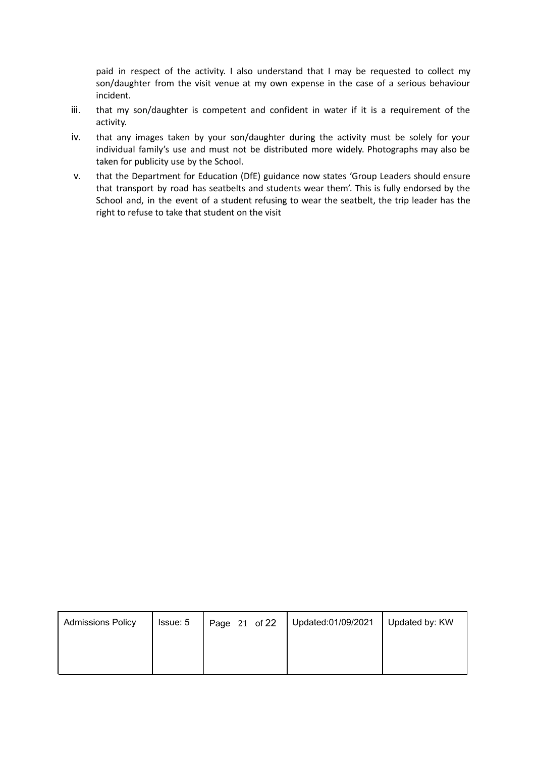paid in respect of the activity. I also understand that I may be requested to collect my son/daughter from the visit venue at my own expense in the case of a serious behaviour incident.

iii. that my son/daughter is competent and confident in water if it is a requirement of the activity.

iv. that any images taken by your son/daughter during the activity must be solely for your individual family's use and must not be distributed more widely. Photographs may also be taken for publicity use by the School.

v. that the Department for Education (DfE) guidance now states 'Group Leaders should ensure that transport by road has seatbelts and students wear them'. This is fully endorsed by the School and, in the event of a student refusing to wear the seatbelt, the trip leader has the right to refuse to take that student on the visit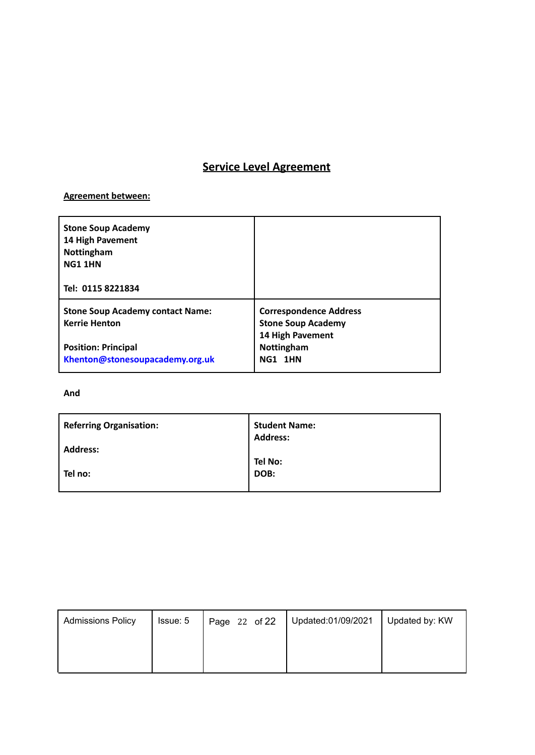## Service Level Agreement

**Agreement between:**

| **Stone Soup Academy**<br>**14 High Pavement**<br>**Nottingham**<br>**NG1 1HN**<br><br>**Tel: 0115 8221834** | |
|---|---|
| **Stone Soup Academy contact Name:**<br>**Kerrie Henton**<br><br>**Position: Principal**<br>**Khenton@stonesoupacademy.org.uk** | **Correspondence Address**<br>**Stone Soup Academy**<br>**14 High Pavement**<br>**Nottingham**<br>**NG1 1HN** |

**And**

| **Referring Organisation:**<br><br>**Address:**<br><br>**Tel no:** | **Student Name:**<br>**Address:**<br><br>**Tel No:**<br>**DOB:** |
|---|---|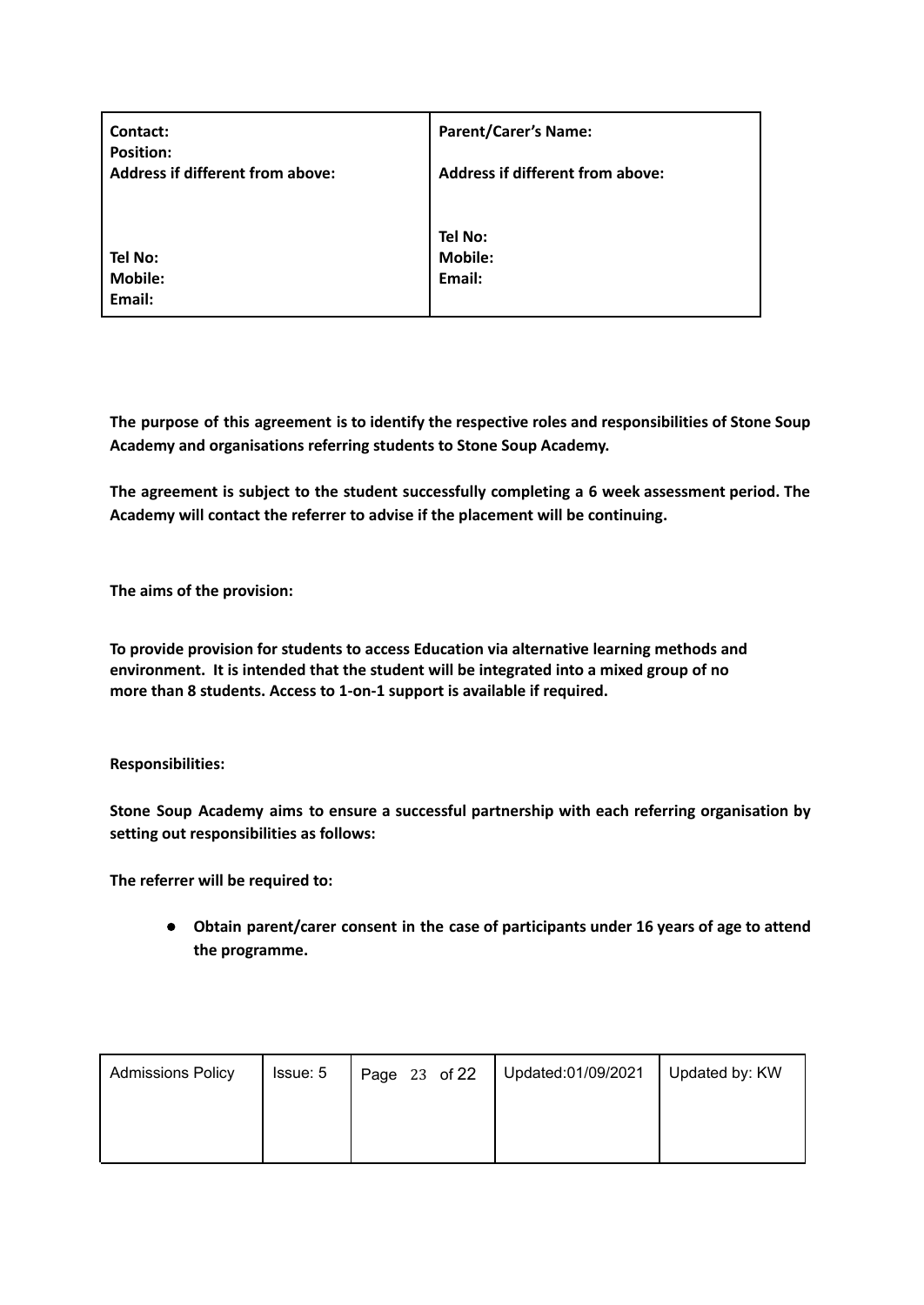| **Contact:**<br>**Position:**<br>**Address if different from above:**<br><br><br>**Tel No:**<br>**Mobile:**<br>**Email:** | **Parent/Carer's Name:**<br><br>**Address if different from above:**<br><br><br>**Tel No:**<br>**Mobile:**<br>**Email:** |
|---|---|

**The purpose of this agreement is to identify the respective roles and responsibilities of Stone Soup Academy and organisations referring students to Stone Soup Academy.**

**The agreement is subject to the student successfully completing a 6 week assessment period. The Academy will contact the referrer to advise if the placement will be continuing.**

**The aims of the provision:**

**To provide provision for students to access Education via alternative learning methods and environment. It is intended that the student will be integrated into a mixed group of no more than 8 students. Access to 1-on-1 support is available if required.**

**Responsibilities:**

**Stone Soup Academy aims to ensure a successful partnership with each referring organisation by setting out responsibilities as follows:**

**The referrer will be required to:**

- **Obtain parent/carer consent in the case of participants under 16 years of age to attend the programme.**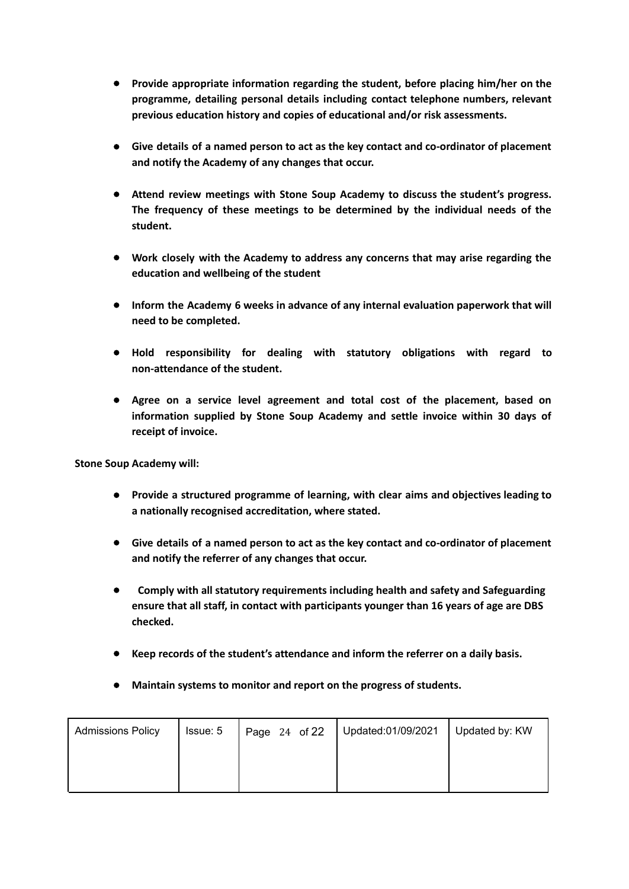- **Provide appropriate information regarding the student, before placing him/her on the programme, detailing personal details including contact telephone numbers, relevant previous education history and copies of educational and/or risk assessments.**

- **Give details of a named person to act as the key contact and co-ordinator of placement and notify the Academy of any changes that occur.**

- **Attend review meetings with Stone Soup Academy to discuss the student's progress. The frequency of these meetings to be determined by the individual needs of the student.**

- **Work closely with the Academy to address any concerns that may arise regarding the education and wellbeing of the student**

- **Inform the Academy 6 weeks in advance of any internal evaluation paperwork that will need to be completed.**

- **Hold responsibility for dealing with statutory obligations with regard to non-attendance of the student.**

- **Agree on a service level agreement and total cost of the placement, based on information supplied by Stone Soup Academy and settle invoice within 30 days of receipt of invoice.**

**Stone Soup Academy will:**

- **Provide a structured programme of learning, with clear aims and objectives leading to a nationally recognised accreditation, where stated.**

- **Give details of a named person to act as the key contact and co-ordinator of placement and notify the referrer of any changes that occur.**

- **Comply with all statutory requirements including health and safety and Safeguarding ensure that all staff, in contact with participants younger than 16 years of age are DBS checked.**

- **Keep records of the student's attendance and inform the referrer on a daily basis.**

- **Maintain systems to monitor and report on the progress of students.**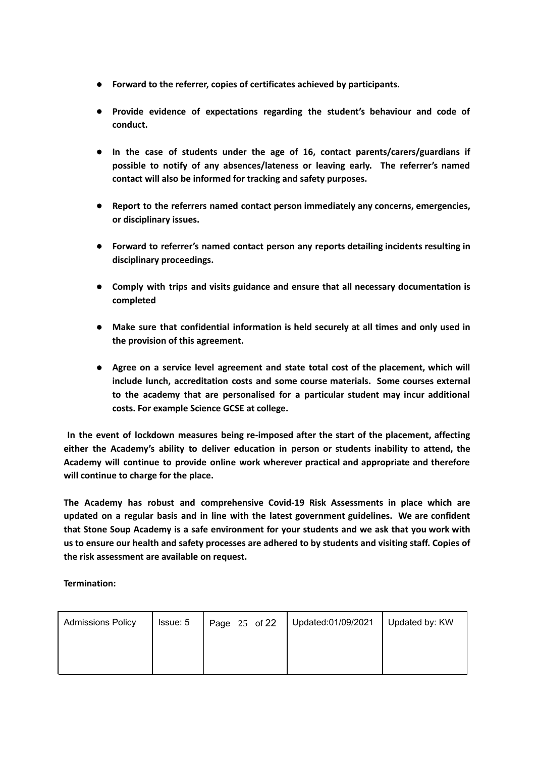- **Forward to the referrer, copies of certificates achieved by participants.**

- **Provide evidence of expectations regarding the student's behaviour and code of conduct.**

- **In the case of students under the age of 16, contact parents/carers/guardians if possible to notify of any absences/lateness or leaving early. The referrer's named contact will also be informed for tracking and safety purposes.**

- **Report to the referrers named contact person immediately any concerns, emergencies, or disciplinary issues.**

- **Forward to referrer's named contact person any reports detailing incidents resulting in disciplinary proceedings.**

- **Comply with trips and visits guidance and ensure that all necessary documentation is completed**

- **Make sure that confidential information is held securely at all times and only used in the provision of this agreement.**

- **Agree on a service level agreement and state total cost of the placement, which will include lunch, accreditation costs and some course materials. Some courses external to the academy that are personalised for a particular student may incur additional costs. For example Science GCSE at college.**

**In the event of lockdown measures being re-imposed after the start of the placement, affecting either the Academy's ability to deliver education in person or students inability to attend, the Academy will continue to provide online work wherever practical and appropriate and therefore will continue to charge for the place.**

**The Academy has robust and comprehensive Covid-19 Risk Assessments in place which are updated on a regular basis and in line with the latest government guidelines. We are confident that Stone Soup Academy is a safe environment for your students and we ask that you work with us to ensure our health and safety processes are adhered to by students and visiting staff. Copies of the risk assessment are available on request.**

**Termination:**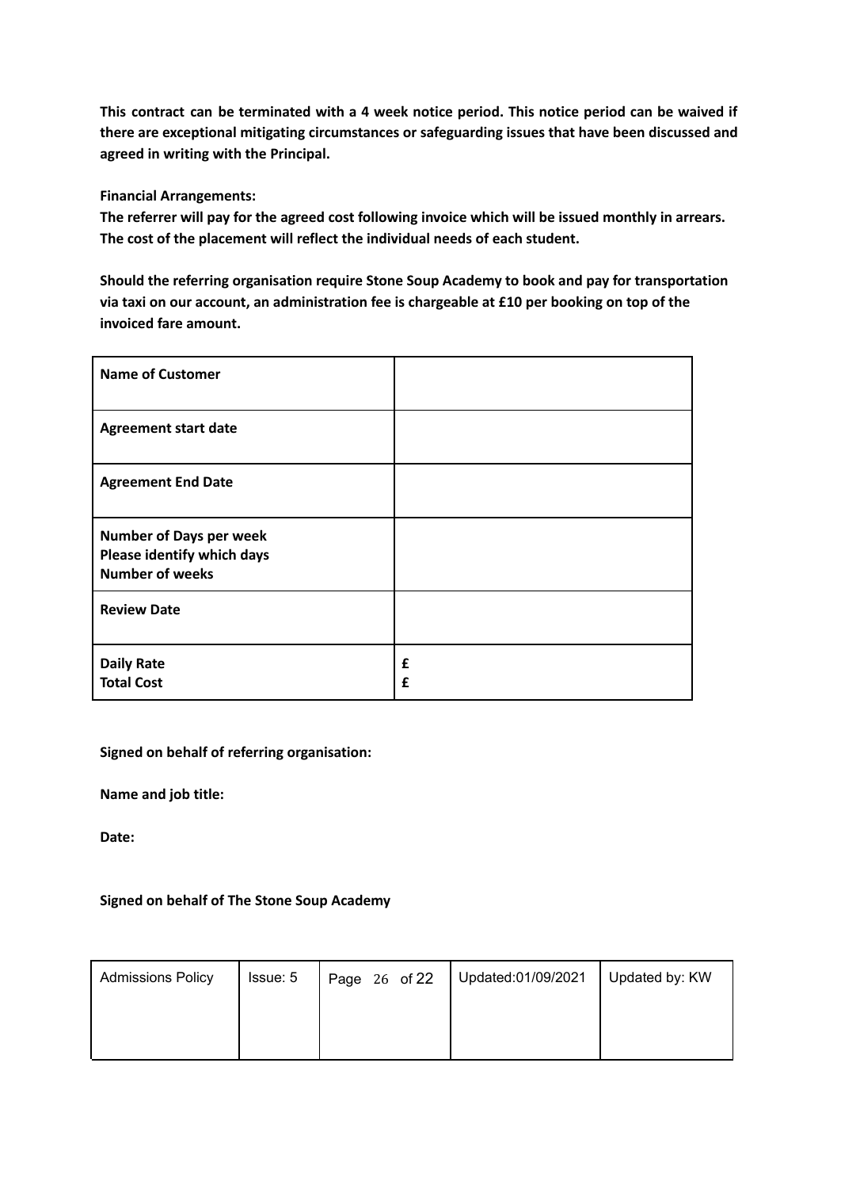**This contract can be terminated with a 4 week notice period. This notice period can be waived if there are exceptional mitigating circumstances or safeguarding issues that have been discussed and agreed in writing with the Principal.**

**Financial Arrangements:**
**The referrer will pay for the agreed cost following invoice which will be issued monthly in arrears. The cost of the placement will reflect the individual needs of each student.**

**Should the referring organisation require Stone Soup Academy to book and pay for transportation via taxi on our account, an administration fee is chargeable at £10 per booking on top of the invoiced fare amount.**

| | |
|---|---|
| **Name of Customer** | |
| **Agreement start date** | |
| **Agreement End Date** | |
| **Number of Days per week**<br>**Please identify which days**<br>**Number of weeks** | |
| **Review Date** | |
| **Daily Rate**<br>**Total Cost** | **£**<br>**£** |

**Signed on behalf of referring organisation:**

**Name and job title:**

**Date:**

**Signed on behalf of The Stone Soup Academy**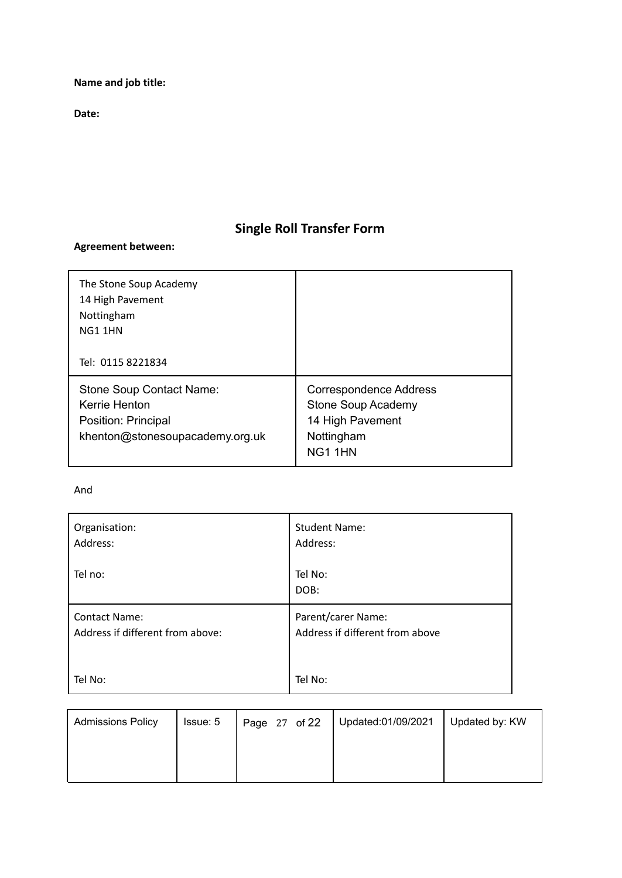**Name and job title:**

**Date:**

## Single Roll Transfer Form

**Agreement between:**

| The Stone Soup Academy<br>14 High Pavement<br>Nottingham<br>NG1 1HN<br><br>Tel: 0115 8221834 | |
|---|---|
| Stone Soup Contact Name:<br>Kerrie Henton<br>Position: Principal<br>khenton@stonesoupacademy.org.uk | Correspondence Address<br>Stone Soup Academy<br>14 High Pavement<br>Nottingham<br>NG1 1HN |

And

| Organisation:<br>Address:<br><br>Tel no: | Student Name:<br>Address:<br><br>Tel No:<br>DOB: |
|---|---|
| Contact Name:<br>Address if different from above:<br><br>Tel No: | Parent/carer Name:<br>Address if different from above<br><br>Tel No: |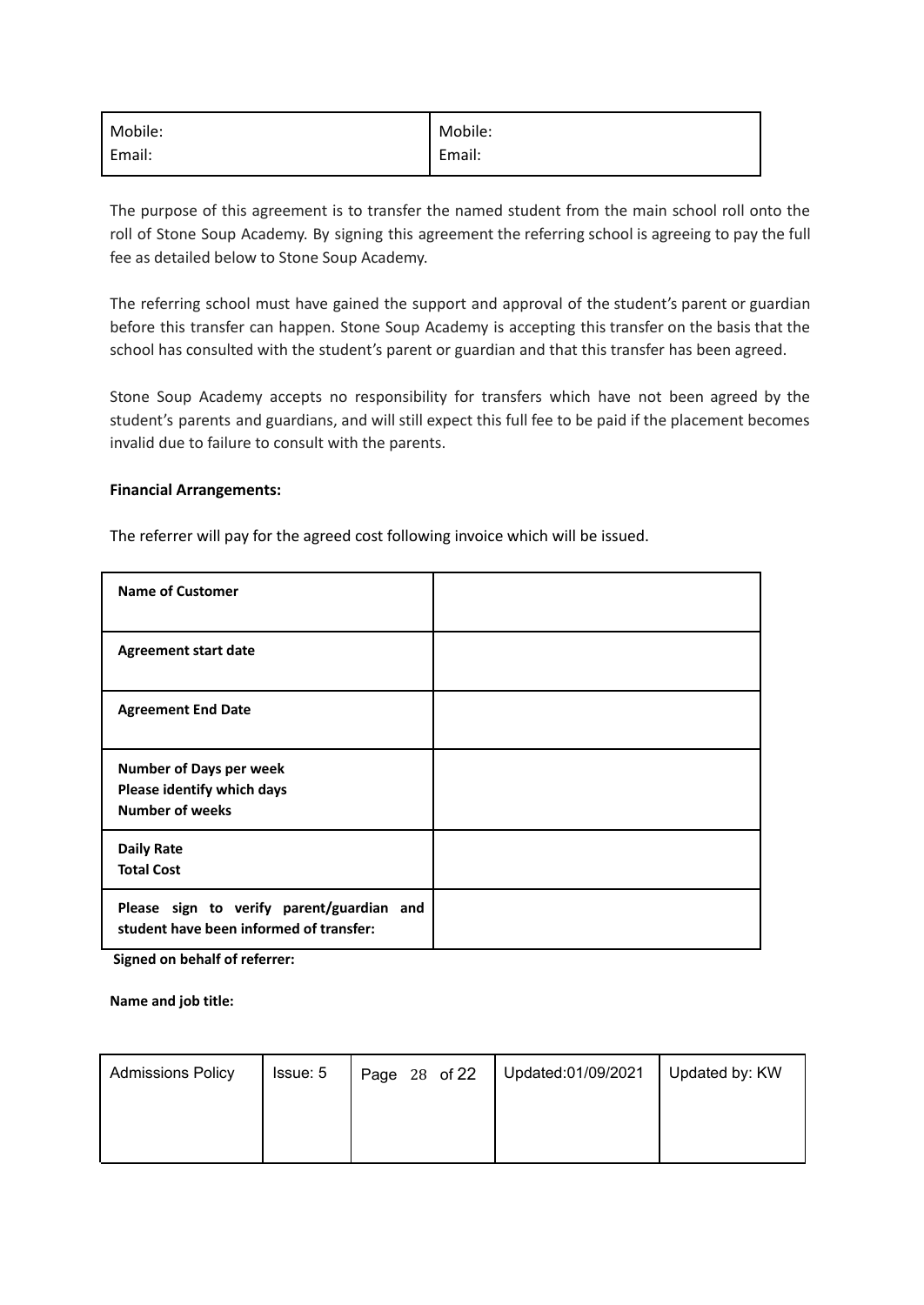| Mobile:<br>Email: | Mobile:<br>Email: |
|---|---|

The purpose of this agreement is to transfer the named student from the main school roll onto the roll of Stone Soup Academy. By signing this agreement the referring school is agreeing to pay the full fee as detailed below to Stone Soup Academy.

The referring school must have gained the support and approval of the student's parent or guardian before this transfer can happen. Stone Soup Academy is accepting this transfer on the basis that the school has consulted with the student's parent or guardian and that this transfer has been agreed.

Stone Soup Academy accepts no responsibility for transfers which have not been agreed by the student's parents and guardians, and will still expect this full fee to be paid if the placement becomes invalid due to failure to consult with the parents.

**Financial Arrangements:**

The referrer will pay for the agreed cost following invoice which will be issued.

| **Name of Customer** | |
|---|---|
| **Agreement start date** | |
| **Agreement End Date** | |
| **Number of Days per week**<br>**Please identify which days**<br>**Number of weeks** | |
| **Daily Rate**<br>**Total Cost** | |
| **Please sign to verify parent/guardian and student have been informed of transfer:** | |

**Signed on behalf of referrer:**

**Name and job title:**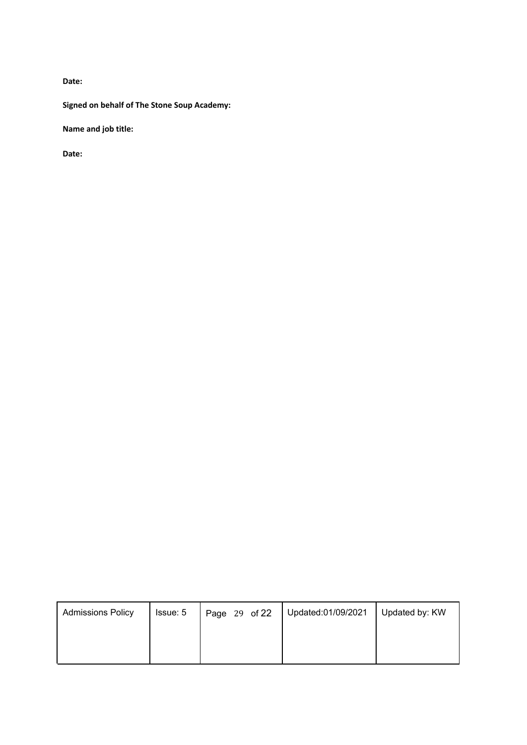**Date:**

**Signed on behalf of The Stone Soup Academy:**

**Name and job title:**

**Date:**